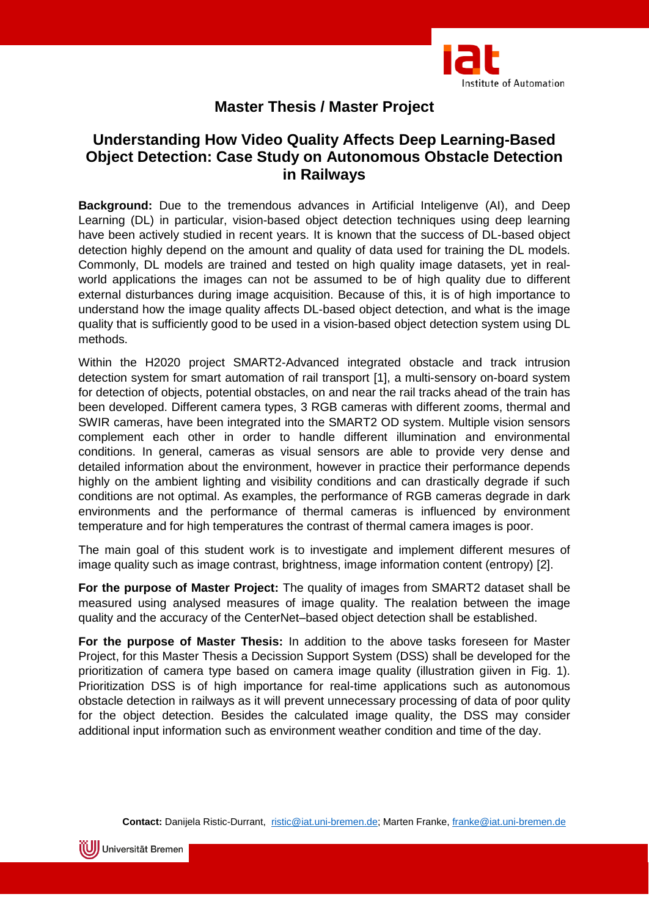# Master Thesis / Master Project

## Understanding How Video Quality Affects Deep Learning-Based Object Detection: Case Study on Autonomous Obstacle Detection in Railways

**Background:** Due to the tremendous advances in Artificial Inteligenve (AI), and Deep Learning (DL) in particular, vision-based object detection techniques using deep learning have been actively studied in recent years. It is known that the success of DL-based object detection highly depend on the amount and quality of data used for training the DL models. Commonly, DL models are trained and tested on high quality image datasets, yet in real-world applications the images can not be assumed to be of high quality due to different external disturbances during image acquisition. Because of this, it is of high importance to understand how the image quality affects DL-based object detection, and what is the image quality that is sufficiently good to be used in a vision-based object detection system using DL methods.

Within the H2020 project SMART2-Advanced integrated obstacle and track intrusion detection system for smart automation of rail transport [1], a multi-sensory on-board system for detection of objects, potential obstacles, on and near the rail tracks ahead of the train has been developed. Different camera types, 3 RGB cameras with different zooms, thermal and SWIR cameras, have been integrated into the SMART2 OD system. Multiple vision sensors complement each other in order to handle different illumination and environmental conditions. In general, cameras as visual sensors are able to provide very dense and detailed information about the environment, however in practice their performance depends highly on the ambient lighting and visibility conditions and can drastically degrade if such conditions are not optimal. As examples, the performance of RGB cameras degrade in dark environments and the performance of thermal cameras is influenced by environment temperature and for high temperatures the contrast of thermal camera images is poor.

The main goal of this student work is to investigate and implement different mesures of image quality such as image contrast, brightness, image information content (entropy) [2].

**For the purpose of Master Project:** The quality of images from SMART2 dataset shall be measured using analysed measures of image quality. The realation between the image quality and the accuracy of the CenterNet–based object detection shall be established.

**For the purpose of Master Thesis:** In addition to the above tasks foreseen for Master Project, for this Master Thesis a Decission Support System (DSS) shall be developed for the prioritization of camera type based on camera image quality (illustration giiven in Fig. 1). Prioritization DSS is of high importance for real-time applications such as autonomous obstacle detection in railways as it will prevent unnecessary processing of data of poor qulity for the object detection. Besides the calculated image quality, the DSS may consider additional input information such as environment weather condition and time of the day.

**Contact:** Danijela Ristic-Durrant, ristic@iat.uni-bremen.de; Marten Franke, franke@iat.uni-bremen.de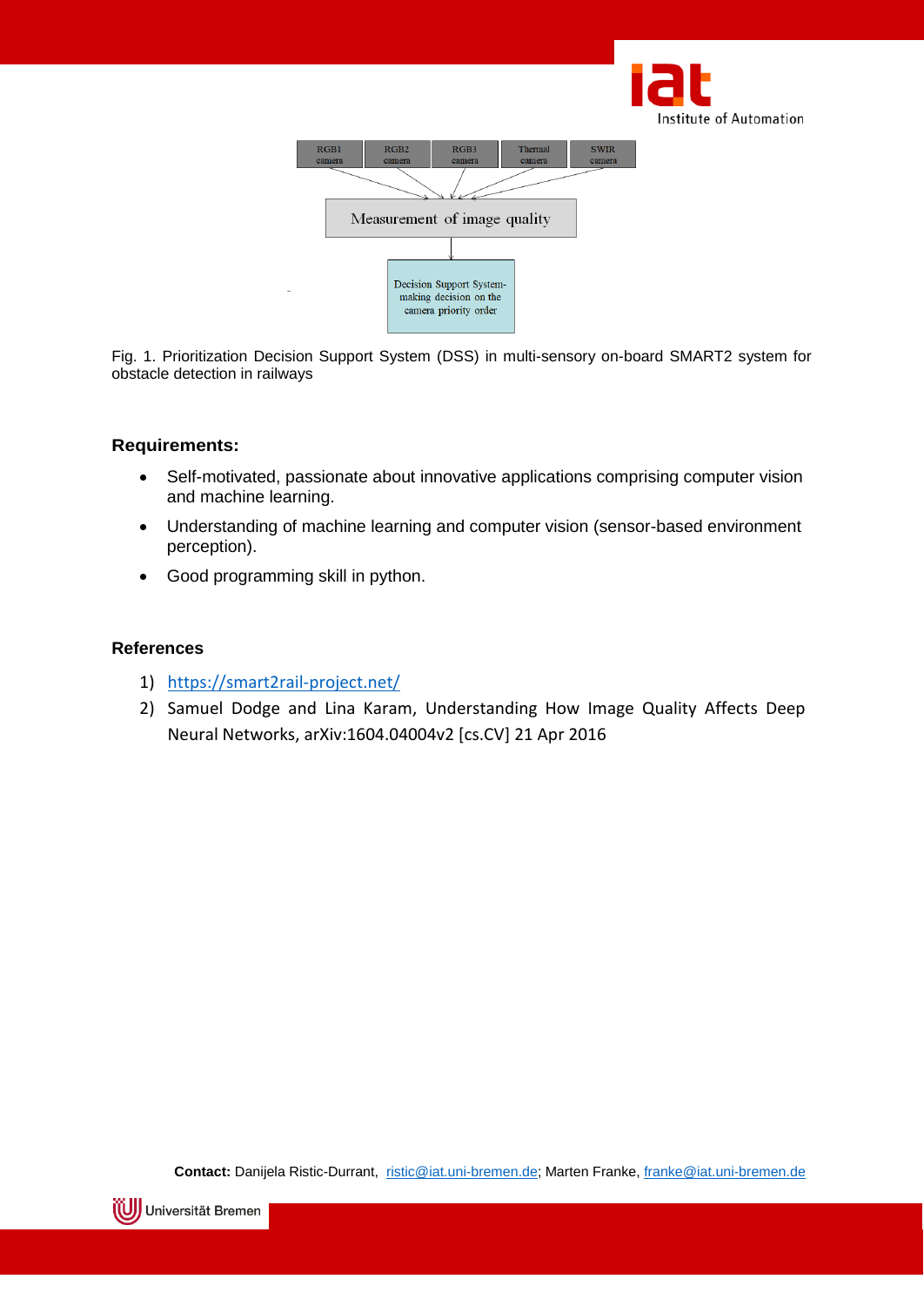RGB1 camera
RGB2 camera
RGB3 camera
Thermal camera
SWIR camera

Measurement of image quality

Decision Support System-making decision on the camera priority order

Fig. 1. Prioritization Decision Support System (DSS) in multi-sensory on-board SMART2 system for obstacle detection in railways

**Requirements:**

- Self-motivated, passionate about innovative applications comprising computer vision and machine learning.
- Understanding of machine learning and computer vision (sensor-based environment perception).
- Good programming skill in python.

**References**

1) https://smart2rail-project.net/
2) Samuel Dodge and Lina Karam, Understanding How Image Quality Affects Deep Neural Networks, arXiv:1604.04004v2 [cs.CV] 21 Apr 2016

**Contact:** Danijela Ristic-Durrant, ristic@iat.uni-bremen.de; Marten Franke, franke@iat.uni-bremen.de